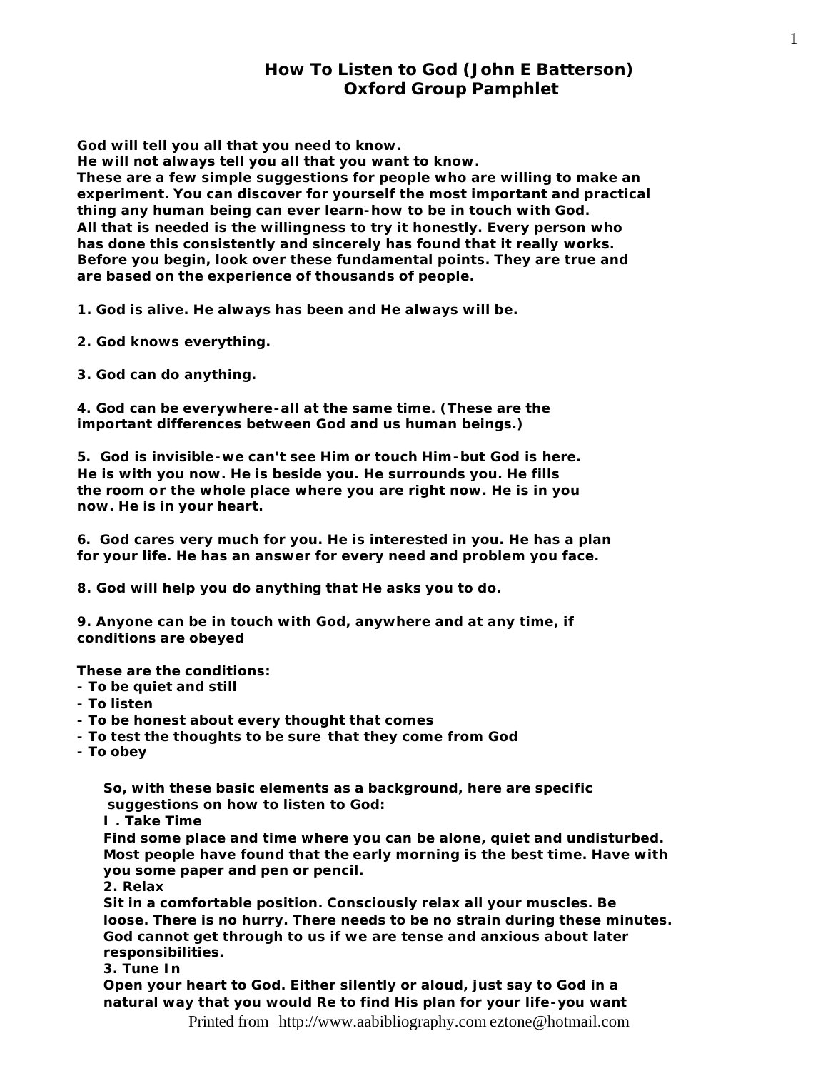# How To Listen to God (John E Batterson)
## Oxford Group Pamphlet

**God will tell you all that you need to know.**
**He will not always tell you all that you want to know.**
**These are a few simple suggestions for people who are willing to make an experiment. You can discover for yourself the most important and practical thing any human being can ever learn-how to be in touch with God.**
**All that is needed is the willingness to try it honestly. Every person who has done this consistently and sincerely has found that it really works.**
**Before you begin, look over these fundamental points. They are true and are based on the experience of thousands of people.**

**1. God is alive. He always has been and He always will be.**

**2. God knows everything.**

**3. God can do anything.**

**4. God can be everywhere-all at the same time. (These are the important differences between God and us human beings.)**

**5. God is invisible-we can't see Him or touch Him-but God is here. He is with you now. He is beside you. He surrounds you. He fills the room or the whole place where you are right now. He is in you now. He is in your heart.**

**6. God cares very much for you. He is interested in you. He has a plan for your life. He has an answer for every need and problem you face.**

**8. God will help you do anything that He asks you to do.**

**9. Anyone can be in touch with God, anywhere and at any time, if conditions are obeyed**

**These are the conditions:**
- **To be quiet and still**
- **To listen**
- **To be honest about every thought that comes**
- **To test the thoughts to be sure that they come from God**
- **To obey**

**So, with these basic elements as a background, here are specific suggestions on how to listen to God:**

**I . Take Time**
**Find some place and time where you can be alone, quiet and undisturbed. Most people have found that the early morning is the best time. Have with you some paper and pen or pencil.**

**2. Relax**
**Sit in a comfortable position. Consciously relax all your muscles. Be loose. There is no hurry. There needs to be no strain during these minutes. God cannot get through to us if we are tense and anxious about later responsibilities.**

**3. Tune In**
**Open your heart to God. Either silently or aloud, just say to God in a natural way that you would Re to find His plan for your life-you want**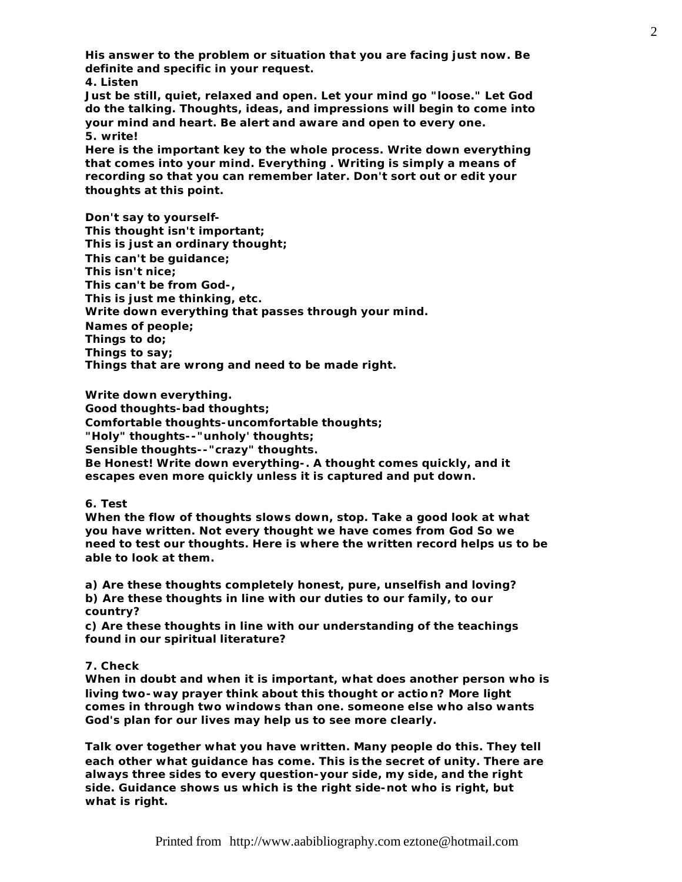**His answer to the problem or situation that you are facing just now. Be definite and specific in your request.**

**4. Listen**

**Just be still, quiet, relaxed and open. Let your mind go "loose." Let God do the talking. Thoughts, ideas, and impressions will begin to come into your mind and heart. Be alert and aware and open to every one.**

**5. write!**

**Here is the important key to the whole process. Write down everything that comes into your mind. Everything . Writing is simply a means of recording so that you can remember later. Don't sort out or edit your thoughts at this point.**

**Don't say to yourself-**
**This thought isn't important;**
**This is just an ordinary thought;**
**This can't be guidance;**
**This isn't nice;**
**This can't be from God-,**
**This is just me thinking, etc.**
**Write down everything that passes through your mind.**
**Names of people;**
**Things to do;**
**Things to say;**
**Things that are wrong and need to be made right.**

**Write down everything.**
**Good thoughts-bad thoughts;**
**Comfortable thoughts-uncomfortable thoughts;**
**"Holy" thoughts--"unholy' thoughts;**
**Sensible thoughts--"crazy" thoughts.**
**Be Honest! Write down everything-. A thought comes quickly, and it escapes even more quickly unless it is captured and put down.**

**6. Test**

**When the flow of thoughts slows down, stop. Take a good look at what you have written. Not every thought we have comes from God So we need to test our thoughts. Here is where the written record helps us to be able to look at them.**

**a) Are these thoughts completely honest, pure, unselfish and loving?**
**b) Are these thoughts in line with our duties to our family, to our country?**
**c) Are these thoughts in line with our understanding of the teachings found in our spiritual literature?**

**7. Check**

**When in doubt and when it is important, what does another person who is living two-way prayer think about this thought or action? More light comes in through two windows than one. someone else who also wants God's plan for our lives may help us to see more clearly.**

**Talk over together what you have written. Many people do this. They tell each other what guidance has come. This is the secret of unity. There are always three sides to every question-your side, my side, and the right side. Guidance shows us which is the right side-not who is right, but what is right.**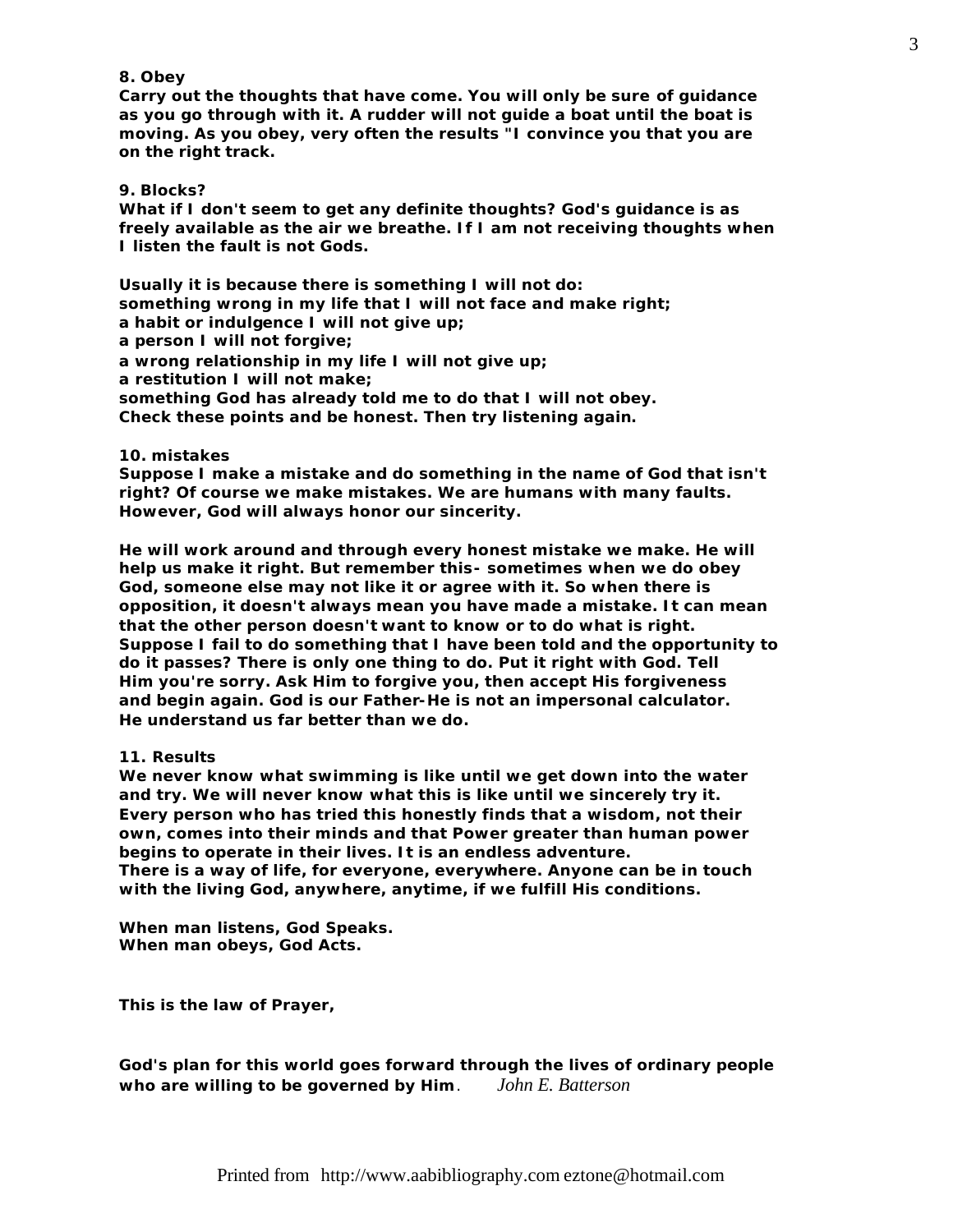**8. Obey**
**Carry out the thoughts that have come. You will only be sure of guidance as you go through with it. A rudder will not guide a boat until the boat is moving. As you obey, very often the results "I convince you that you are on the right track.**

**9. Blocks?**
**What if I don't seem to get any definite thoughts? God's guidance is as freely available as the air we breathe. If I am not receiving thoughts when I listen the fault is not Gods.**

**Usually it is because there is something I will not do:**
**something wrong in my life that I will not face and make right;**
**a habit or indulgence I will not give up;**
**a person I will not forgive;**
**a wrong relationship in my life I will not give up;**
**a restitution I will not make;**
**something God has already told me to do that I will not obey.**
**Check these points and be honest. Then try listening again.**

**10. mistakes**
**Suppose I make a mistake and do something in the name of God that isn't right? Of course we make mistakes. We are humans with many faults. However, God will always honor our sincerity.**

**He will work around and through every honest mistake we make. He will help us make it right. But remember this- sometimes when we do obey God, someone else may not like it or agree with it. So when there is opposition, it doesn't always mean you have made a mistake. It can mean that the other person doesn't want to know or to do what is right. Suppose I fail to do something that I have been told and the opportunity to do it passes? There is only one thing to do. Put it right with God. Tell Him you're sorry. Ask Him to forgive you, then accept His forgiveness and begin again. God is our Father-He is not an impersonal calculator. He understand us far better than we do.**

**11. Results**
**We never know what swimming is like until we get down into the water and try. We will never know what this is like until we sincerely try it. Every person who has tried this honestly finds that a wisdom, not their own, comes into their minds and that Power greater than human power begins to operate in their lives. It is an endless adventure.**
**There is a way of life, for everyone, everywhere. Anyone can be in touch with the living God, anywhere, anytime, if we fulfill His conditions.**

**When man listens, God Speaks.**
**When man obeys, God Acts.**

**This is the law of Prayer,**

**God's plan for this world goes forward through the lives of ordinary people who are willing to be governed by Him**. *John E. Batterson*

Printed from http://www.aabibliography.com eztone@hotmail.com